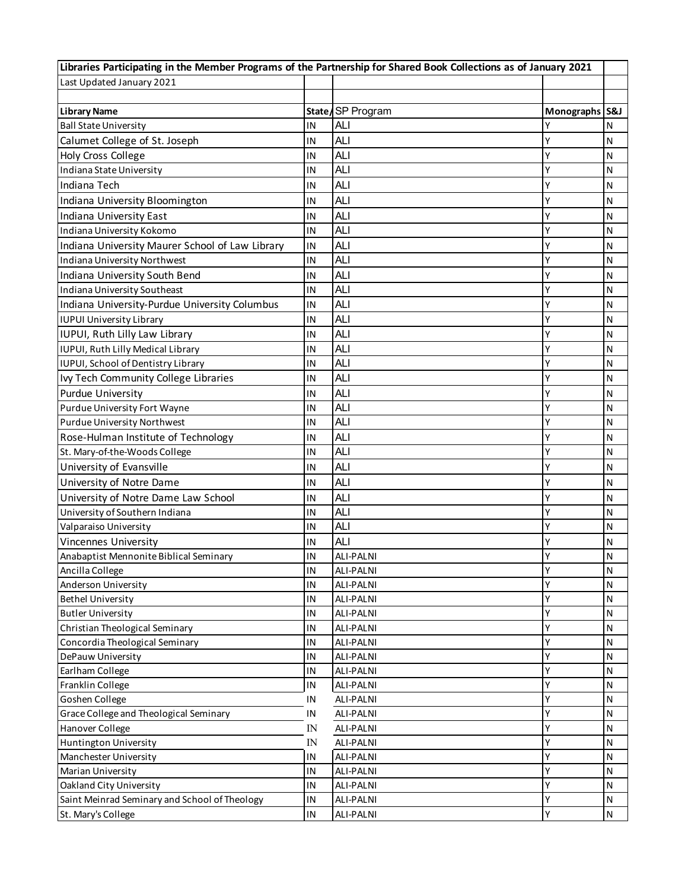| Libraries Participating in the Member Programs of the Partnership for Shared Book Collections as of January 2021 | | | | |
|---|---|---|---|---|
| Last Updated January 2021 | | | | |
| | | | | |
| **Library Name** | **State/** | SP Program | **Monographs** | **S&J** |
| Ball State University | IN | ALI | Y | N |
| Calumet College of St. Joseph | IN | ALI | Y | N |
| Holy Cross College | IN | ALI | Y | N |
| Indiana State University | IN | ALI | Y | N |
| Indiana Tech | IN | ALI | Y | N |
| Indiana University Bloomington | IN | ALI | Y | N |
| Indiana University East | IN | ALI | Y | N |
| Indiana University Kokomo | IN | ALI | Y | N |
| Indiana University Maurer School of Law Library | IN | ALI | Y | N |
| Indiana University Northwest | IN | ALI | Y | N |
| Indiana University South Bend | IN | ALI | Y | N |
| Indiana University Southeast | IN | ALI | Y | N |
| Indiana University-Purdue University Columbus | IN | ALI | Y | N |
| IUPUI University Library | IN | ALI | Y | N |
| IUPUI, Ruth Lilly Law Library | IN | ALI | Y | N |
| IUPUI, Ruth Lilly Medical Library | IN | ALI | Y | N |
| IUPUI, School of Dentistry Library | IN | ALI | Y | N |
| Ivy Tech Community College Libraries | IN | ALI | Y | N |
| Purdue University | IN | ALI | Y | N |
| Purdue University Fort Wayne | IN | ALI | Y | N |
| Purdue University Northwest | IN | ALI | Y | N |
| Rose-Hulman Institute of Technology | IN | ALI | Y | N |
| St. Mary-of-the-Woods College | IN | ALI | Y | N |
| University of Evansville | IN | ALI | Y | N |
| University of Notre Dame | IN | ALI | Y | N |
| University of Notre Dame Law School | IN | ALI | Y | N |
| University of Southern Indiana | IN | ALI | Y | N |
| Valparaiso University | IN | ALI | Y | N |
| Vincennes University | IN | ALI | Y | N |
| Anabaptist Mennonite Biblical Seminary | IN | ALI-PALNI | Y | N |
| Ancilla College | IN | ALI-PALNI | Y | N |
| Anderson University | IN | ALI-PALNI | Y | N |
| Bethel University | IN | ALI-PALNI | Y | N |
| Butler University | IN | ALI-PALNI | Y | N |
| Christian Theological Seminary | IN | ALI-PALNI | Y | N |
| Concordia Theological Seminary | IN | ALI-PALNI | Y | N |
| DePauw University | IN | ALI-PALNI | Y | N |
| Earlham College | IN | ALI-PALNI | Y | N |
| Franklin College | IN | ALI-PALNI | Y | N |
| Goshen College | IN | ALI-PALNI | Y | N |
| Grace College and Theological Seminary | IN | ALI-PALNI | Y | N |
| Hanover College | IN | ALI-PALNI | Y | N |
| Huntington University | IN | ALI-PALNI | Y | N |
| Manchester University | IN | ALI-PALNI | Y | N |
| Marian University | IN | ALI-PALNI | Y | N |
| Oakland City University | IN | ALI-PALNI | Y | N |
| Saint Meinrad Seminary and School of Theology | IN | ALI-PALNI | Y | N |
| St. Mary's College | IN | ALI-PALNI | Y | N |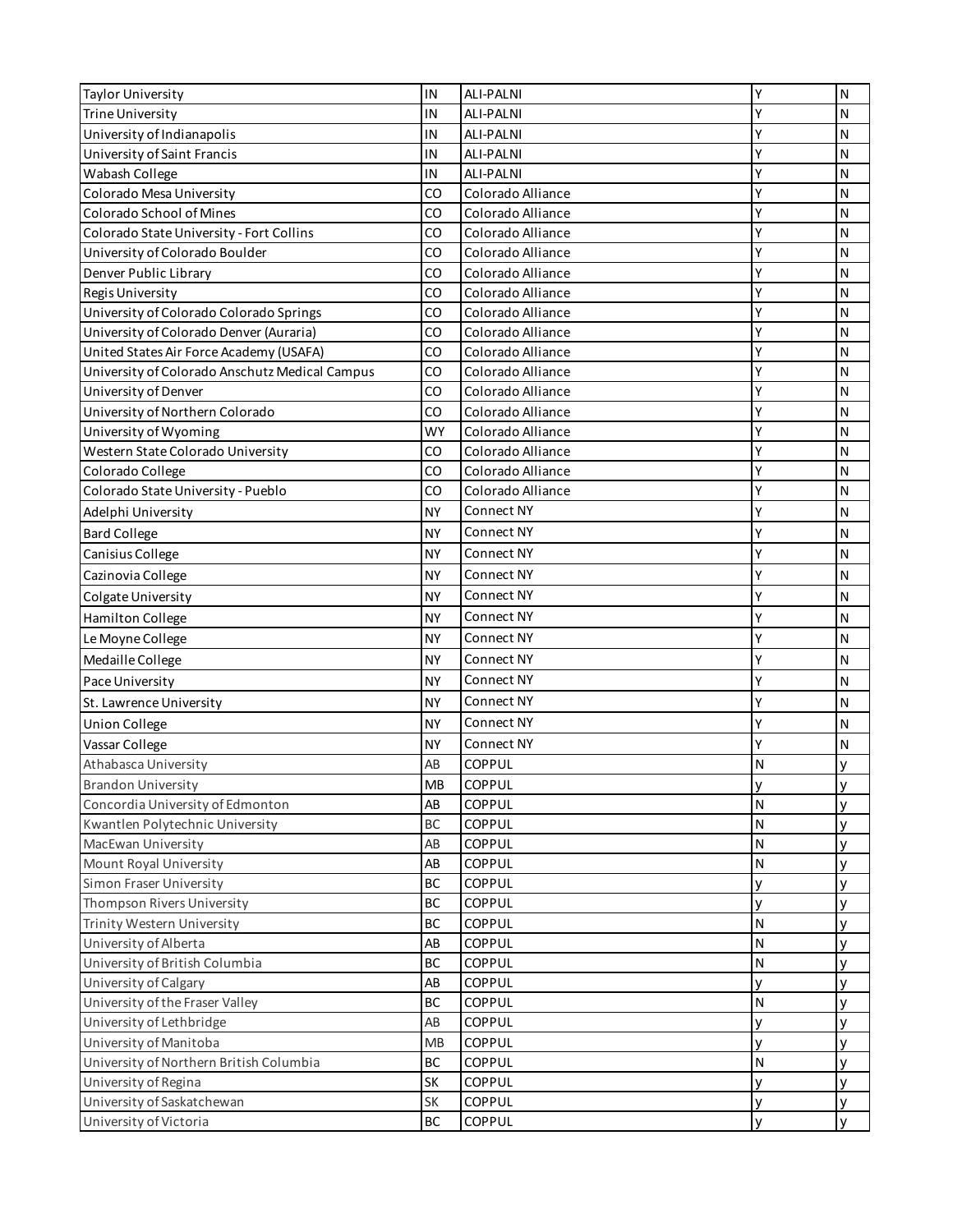| Taylor University | IN | ALI-PALNI | Y | N |
|---|---|---|---|---|
| Trine University | IN | ALI-PALNI | Y | N |
| University of Indianapolis | IN | ALI-PALNI | Y | N |
| University of Saint Francis | IN | ALI-PALNI | Y | N |
| Wabash College | IN | ALI-PALNI | Y | N |
| Colorado Mesa University | CO | Colorado Alliance | Y | N |
| Colorado School of Mines | CO | Colorado Alliance | Y | N |
| Colorado State University - Fort Collins | CO | Colorado Alliance | Y | N |
| University of Colorado Boulder | CO | Colorado Alliance | Y | N |
| Denver Public Library | CO | Colorado Alliance | Y | N |
| Regis University | CO | Colorado Alliance | Y | N |
| University of Colorado Colorado Springs | CO | Colorado Alliance | Y | N |
| University of Colorado Denver (Auraria) | CO | Colorado Alliance | Y | N |
| United States Air Force Academy (USAFA) | CO | Colorado Alliance | Y | N |
| University of Colorado Anschutz Medical Campus | CO | Colorado Alliance | Y | N |
| University of Denver | CO | Colorado Alliance | Y | N |
| University of Northern Colorado | CO | Colorado Alliance | Y | N |
| University of Wyoming | WY | Colorado Alliance | Y | N |
| Western State Colorado University | CO | Colorado Alliance | Y | N |
| Colorado College | CO | Colorado Alliance | Y | N |
| Colorado State University - Pueblo | CO | Colorado Alliance | Y | N |
| Adelphi University | NY | Connect NY | Y | N |
| Bard College | NY | Connect NY | Y | N |
| Canisius College | NY | Connect NY | Y | N |
| Cazinovia College | NY | Connect NY | Y | N |
| Colgate University | NY | Connect NY | Y | N |
| Hamilton College | NY | Connect NY | Y | N |
| Le Moyne College | NY | Connect NY | Y | N |
| Medaille College | NY | Connect NY | Y | N |
| Pace University | NY | Connect NY | Y | N |
| St. Lawrence University | NY | Connect NY | Y | N |
| Union College | NY | Connect NY | Y | N |
| Vassar College | NY | Connect NY | Y | N |
| Athabasca University | AB | COPPUL | N | y |
| Brandon University | MB | COPPUL | y | y |
| Concordia University of Edmonton | AB | COPPUL | N | y |
| Kwantlen Polytechnic University | BC | COPPUL | N | y |
| MacEwan University | AB | COPPUL | N | y |
| Mount Royal University | AB | COPPUL | N | y |
| Simon Fraser University | BC | COPPUL | y | y |
| Thompson Rivers University | BC | COPPUL | y | y |
| Trinity Western University | BC | COPPUL | N | y |
| University of Alberta | AB | COPPUL | N | y |
| University of British Columbia | BC | COPPUL | N | y |
| University of Calgary | AB | COPPUL | y | y |
| University of the Fraser Valley | BC | COPPUL | N | y |
| University of Lethbridge | AB | COPPUL | y | y |
| University of Manitoba | MB | COPPUL | y | y |
| University of Northern British Columbia | BC | COPPUL | N | y |
| University of Regina | SK | COPPUL | y | y |
| University of Saskatchewan | SK | COPPUL | y | y |
| University of Victoria | BC | COPPUL | y | y |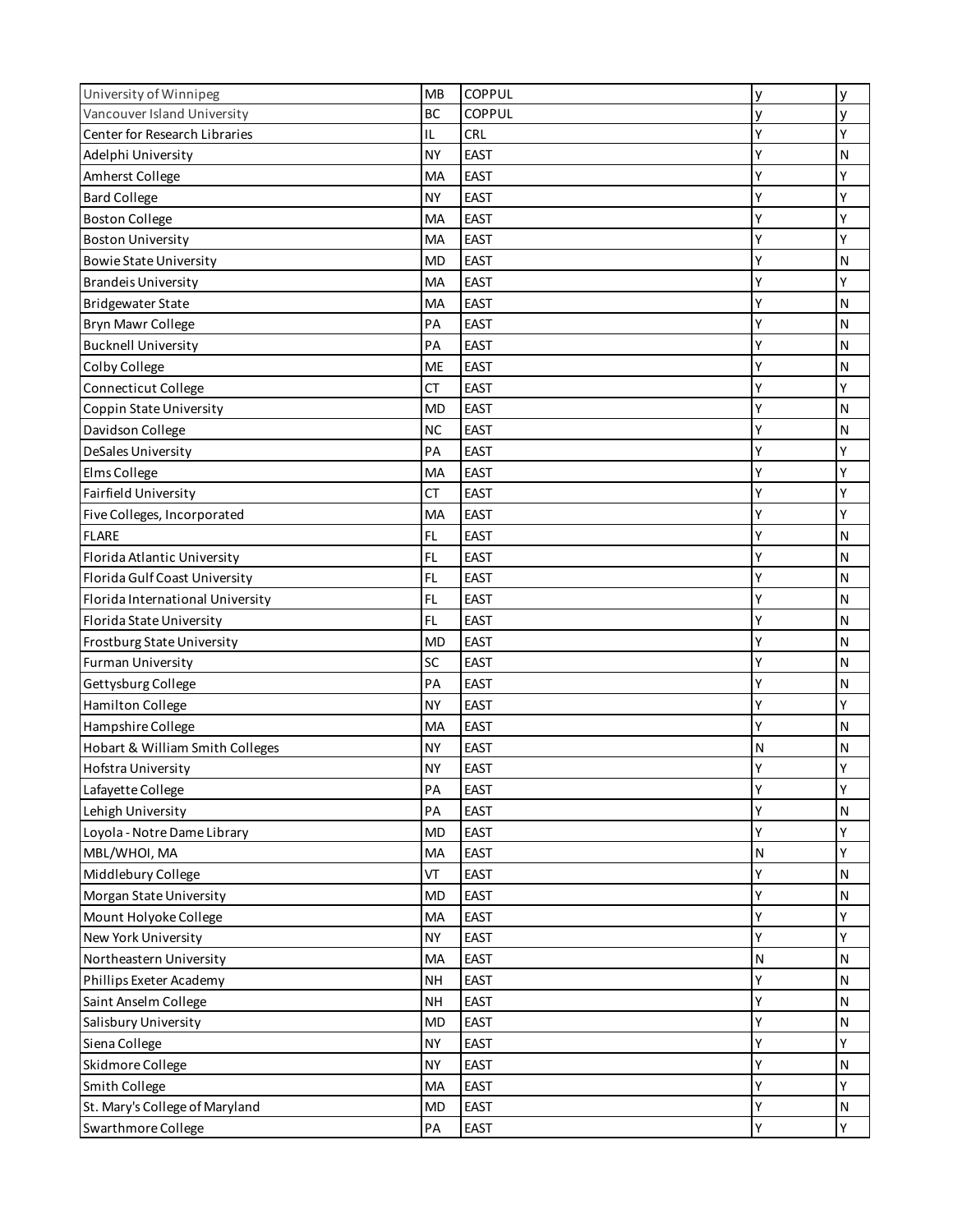| | | | | |
|---|---|---|---|---|
| University of Winnipeg | MB | COPPUL | y | y |
| Vancouver Island University | BC | COPPUL | y | y |
| Center for Research Libraries | IL | CRL | Y | Y |
| Adelphi University | NY | EAST | Y | N |
| Amherst College | MA | EAST | Y | Y |
| Bard College | NY | EAST | Y | Y |
| Boston College | MA | EAST | Y | Y |
| Boston University | MA | EAST | Y | Y |
| Bowie State University | MD | EAST | Y | N |
| Brandeis University | MA | EAST | Y | Y |
| Bridgewater State | MA | EAST | Y | N |
| Bryn Mawr College | PA | EAST | Y | N |
| Bucknell University | PA | EAST | Y | N |
| Colby College | ME | EAST | Y | N |
| Connecticut College | CT | EAST | Y | Y |
| Coppin State University | MD | EAST | Y | N |
| Davidson College | NC | EAST | Y | N |
| DeSales University | PA | EAST | Y | Y |
| Elms College | MA | EAST | Y | Y |
| Fairfield University | CT | EAST | Y | Y |
| Five Colleges, Incorporated | MA | EAST | Y | Y |
| FLARE | FL | EAST | Y | N |
| Florida Atlantic University | FL | EAST | Y | N |
| Florida Gulf Coast University | FL | EAST | Y | N |
| Florida International University | FL | EAST | Y | N |
| Florida State University | FL | EAST | Y | N |
| Frostburg State University | MD | EAST | Y | N |
| Furman University | SC | EAST | Y | N |
| Gettysburg College | PA | EAST | Y | N |
| Hamilton College | NY | EAST | Y | Y |
| Hampshire College | MA | EAST | Y | N |
| Hobart & William Smith Colleges | NY | EAST | N | N |
| Hofstra University | NY | EAST | Y | Y |
| Lafayette College | PA | EAST | Y | Y |
| Lehigh University | PA | EAST | Y | N |
| Loyola - Notre Dame Library | MD | EAST | Y | Y |
| MBL/WHOI, MA | MA | EAST | N | Y |
| Middlebury College | VT | EAST | Y | N |
| Morgan State University | MD | EAST | Y | N |
| Mount Holyoke College | MA | EAST | Y | Y |
| New York University | NY | EAST | Y | Y |
| Northeastern University | MA | EAST | N | N |
| Phillips Exeter Academy | NH | EAST | Y | N |
| Saint Anselm College | NH | EAST | Y | N |
| Salisbury University | MD | EAST | Y | N |
| Siena College | NY | EAST | Y | Y |
| Skidmore College | NY | EAST | Y | N |
| Smith College | MA | EAST | Y | Y |
| St. Mary's College of Maryland | MD | EAST | Y | N |
| Swarthmore College | PA | EAST | Y | Y |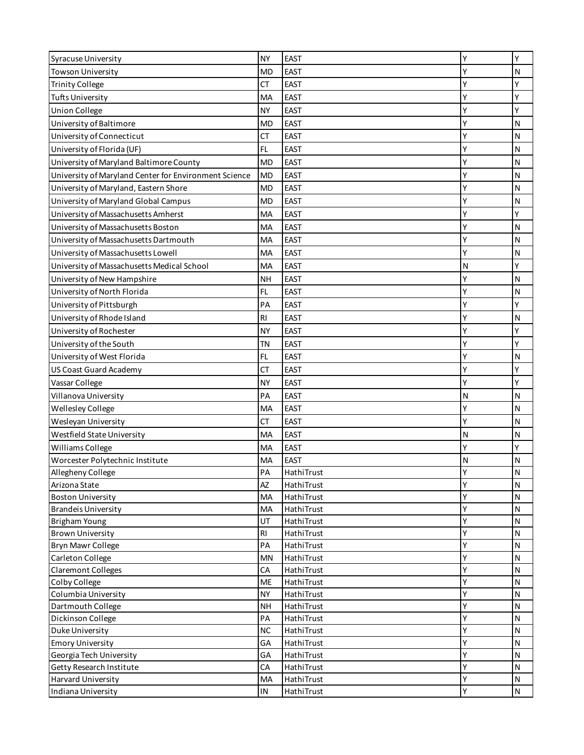| | | | | |
|---|---|---|---|---|
| Syracuse University | NY | EAST | Y | Y |
| Towson University | MD | EAST | Y | N |
| Trinity College | CT | EAST | Y | Y |
| Tufts University | MA | EAST | Y | Y |
| Union College | NY | EAST | Y | Y |
| University of Baltimore | MD | EAST | Y | N |
| University of Connecticut | CT | EAST | Y | N |
| University of Florida (UF) | FL | EAST | Y | N |
| University of Maryland Baltimore County | MD | EAST | Y | N |
| University of Maryland Center for Environment Science | MD | EAST | Y | N |
| University of Maryland, Eastern Shore | MD | EAST | Y | N |
| University of Maryland Global Campus | MD | EAST | Y | N |
| University of Massachusetts Amherst | MA | EAST | Y | Y |
| University of Massachusetts Boston | MA | EAST | Y | N |
| University of Massachusetts Dartmouth | MA | EAST | Y | N |
| University of Massachusetts Lowell | MA | EAST | Y | N |
| University of Massachusetts Medical School | MA | EAST | N | Y |
| University of New Hampshire | NH | EAST | Y | N |
| University of North Florida | FL | EAST | Y | N |
| University of Pittsburgh | PA | EAST | Y | Y |
| University of Rhode Island | RI | EAST | Y | N |
| University of Rochester | NY | EAST | Y | Y |
| University of the South | TN | EAST | Y | Y |
| University of West Florida | FL | EAST | Y | N |
| US Coast Guard Academy | CT | EAST | Y | Y |
| Vassar College | NY | EAST | Y | Y |
| Villanova University | PA | EAST | N | N |
| Wellesley College | MA | EAST | Y | N |
| Wesleyan University | CT | EAST | Y | N |
| Westfield State University | MA | EAST | N | N |
| Williams College | MA | EAST | Y | Y |
| Worcester Polytechnic Institute | MA | EAST | N | N |
| Allegheny College | PA | HathiTrust | Y | N |
| Arizona State | AZ | HathiTrust | Y | N |
| Boston University | MA | HathiTrust | Y | N |
| Brandeis University | MA | HathiTrust | Y | N |
| Brigham Young | UT | HathiTrust | Y | N |
| Brown University | RI | HathiTrust | Y | N |
| Bryn Mawr College | PA | HathiTrust | Y | N |
| Carleton College | MN | HathiTrust | Y | N |
| Claremont Colleges | CA | HathiTrust | Y | N |
| Colby College | ME | HathiTrust | Y | N |
| Columbia University | NY | HathiTrust | Y | N |
| Dartmouth College | NH | HathiTrust | Y | N |
| Dickinson College | PA | HathiTrust | Y | N |
| Duke University | NC | HathiTrust | Y | N |
| Emory University | GA | HathiTrust | Y | N |
| Georgia Tech University | GA | HathiTrust | Y | N |
| Getty Research Institute | CA | HathiTrust | Y | N |
| Harvard University | MA | HathiTrust | Y | N |
| Indiana University | IN | HathiTrust | Y | N |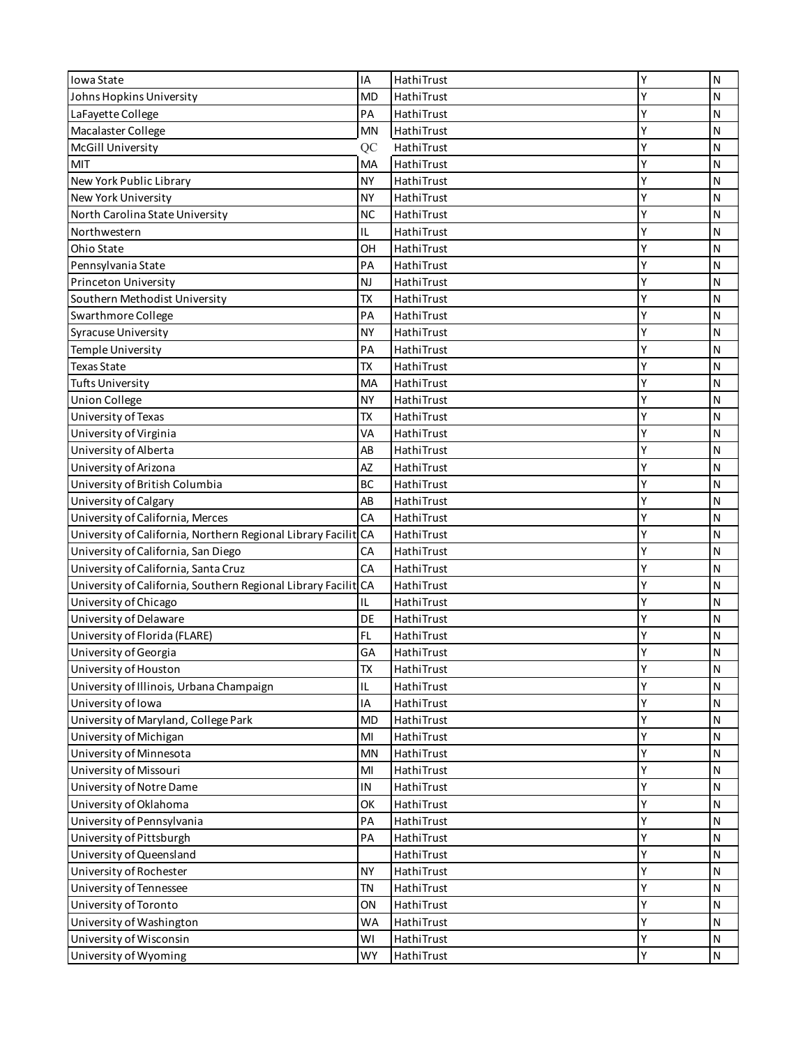| Iowa State | IA | HathiTrust | Y | N |
|---|---|---|---|---|
| Johns Hopkins University | MD | HathiTrust | Y | N |
| LaFayette College | PA | HathiTrust | Y | N |
| Macalaster College | MN | HathiTrust | Y | N |
| McGill University | QC | HathiTrust | Y | N |
| MIT | MA | HathiTrust | Y | N |
| New York Public Library | NY | HathiTrust | Y | N |
| New York University | NY | HathiTrust | Y | N |
| North Carolina State University | NC | HathiTrust | Y | N |
| Northwestern | IL | HathiTrust | Y | N |
| Ohio State | OH | HathiTrust | Y | N |
| Pennsylvania State | PA | HathiTrust | Y | N |
| Princeton University | NJ | HathiTrust | Y | N |
| Southern Methodist University | TX | HathiTrust | Y | N |
| Swarthmore College | PA | HathiTrust | Y | N |
| Syracuse University | NY | HathiTrust | Y | N |
| Temple University | PA | HathiTrust | Y | N |
| Texas State | TX | HathiTrust | Y | N |
| Tufts University | MA | HathiTrust | Y | N |
| Union College | NY | HathiTrust | Y | N |
| University of Texas | TX | HathiTrust | Y | N |
| University of Virginia | VA | HathiTrust | Y | N |
| University of Alberta | AB | HathiTrust | Y | N |
| University of Arizona | AZ | HathiTrust | Y | N |
| University of British Columbia | BC | HathiTrust | Y | N |
| University of Calgary | AB | HathiTrust | Y | N |
| University of California, Merces | CA | HathiTrust | Y | N |
| University of California, Northern Regional Library Facilit | CA | HathiTrust | Y | N |
| University of California, San Diego | CA | HathiTrust | Y | N |
| University of California, Santa Cruz | CA | HathiTrust | Y | N |
| University of California, Southern Regional Library Facilit | CA | HathiTrust | Y | N |
| University of Chicago | IL | HathiTrust | Y | N |
| University of Delaware | DE | HathiTrust | Y | N |
| University of Florida (FLARE) | FL | HathiTrust | Y | N |
| University of Georgia | GA | HathiTrust | Y | N |
| University of Houston | TX | HathiTrust | Y | N |
| University of Illinois, Urbana Champaign | IL | HathiTrust | Y | N |
| University of Iowa | IA | HathiTrust | Y | N |
| University of Maryland, College Park | MD | HathiTrust | Y | N |
| University of Michigan | MI | HathiTrust | Y | N |
| University of Minnesota | MN | HathiTrust | Y | N |
| University of Missouri | MI | HathiTrust | Y | N |
| University of Notre Dame | IN | HathiTrust | Y | N |
| University of Oklahoma | OK | HathiTrust | Y | N |
| University of Pennsylvania | PA | HathiTrust | Y | N |
| University of Pittsburgh | PA | HathiTrust | Y | N |
| University of Queensland | | HathiTrust | Y | N |
| University of Rochester | NY | HathiTrust | Y | N |
| University of Tennessee | TN | HathiTrust | Y | N |
| University of Toronto | ON | HathiTrust | Y | N |
| University of Washington | WA | HathiTrust | Y | N |
| University of Wisconsin | WI | HathiTrust | Y | N |
| University of Wyoming | WY | HathiTrust | Y | N |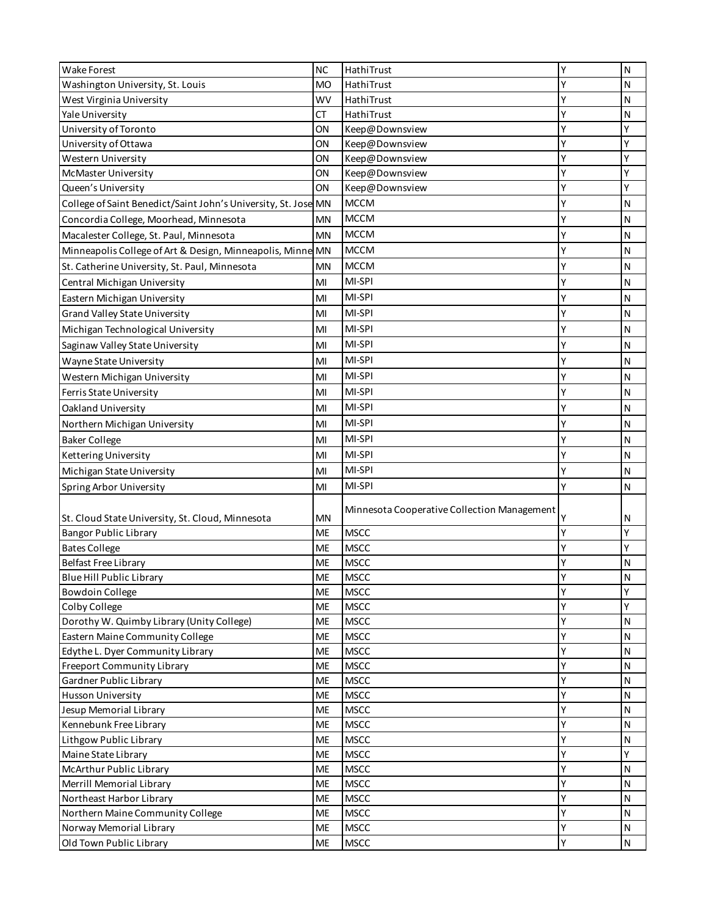| Wake Forest | NC | HathiTrust | Y | N |
|---|---|---|---|---|
| Washington University, St. Louis | MO | HathiTrust | Y | N |
| West Virginia University | WV | HathiTrust | Y | N |
| Yale University | CT | HathiTrust | Y | N |
| University of Toronto | ON | Keep@Downsview | Y | Y |
| University of Ottawa | ON | Keep@Downsview | Y | Y |
| Western University | ON | Keep@Downsview | Y | Y |
| McMaster University | ON | Keep@Downsview | Y | Y |
| Queen's University | ON | Keep@Downsview | Y | Y |
| College of Saint Benedict/Saint John's University, St. Jose | MN | MCCM | Y | N |
| Concordia College, Moorhead, Minnesota | MN | MCCM | Y | N |
| Macalester College, St. Paul, Minnesota | MN | MCCM | Y | N |
| Minneapolis College of Art & Design, Minneapolis, Minne | MN | MCCM | Y | N |
| St. Catherine University, St. Paul, Minnesota | MN | MCCM | Y | N |
| Central Michigan University | MI | MI-SPI | Y | N |
| Eastern Michigan University | MI | MI-SPI | Y | N |
| Grand Valley State University | MI | MI-SPI | Y | N |
| Michigan Technological University | MI | MI-SPI | Y | N |
| Saginaw Valley State University | MI | MI-SPI | Y | N |
| Wayne State University | MI | MI-SPI | Y | N |
| Western Michigan University | MI | MI-SPI | Y | N |
| Ferris State University | MI | MI-SPI | Y | N |
| Oakland University | MI | MI-SPI | Y | N |
| Northern Michigan University | MI | MI-SPI | Y | N |
| Baker College | MI | MI-SPI | Y | N |
| Kettering University | MI | MI-SPI | Y | N |
| Michigan State University | MI | MI-SPI | Y | N |
| Spring Arbor University | MI | MI-SPI | Y | N |
| St. Cloud State University, St. Cloud, Minnesota | MN | Minnesota Cooperative Collection Management | Y | N |
| Bangor Public Library | ME | MSCC | Y | Y |
| Bates College | ME | MSCC | Y | Y |
| Belfast Free Library | ME | MSCC | Y | N |
| Blue Hill Public Library | ME | MSCC | Y | N |
| Bowdoin College | ME | MSCC | Y | Y |
| Colby College | ME | MSCC | Y | Y |
| Dorothy W. Quimby Library (Unity College) | ME | MSCC | Y | N |
| Eastern Maine Community College | ME | MSCC | Y | N |
| Edythe L. Dyer Community Library | ME | MSCC | Y | N |
| Freeport Community Library | ME | MSCC | Y | N |
| Gardner Public Library | ME | MSCC | Y | N |
| Husson University | ME | MSCC | Y | N |
| Jesup Memorial Library | ME | MSCC | Y | N |
| Kennebunk Free Library | ME | MSCC | Y | N |
| Lithgow Public Library | ME | MSCC | Y | N |
| Maine State Library | ME | MSCC | Y | Y |
| McArthur Public Library | ME | MSCC | Y | N |
| Merrill Memorial Library | ME | MSCC | Y | N |
| Northeast Harbor Library | ME | MSCC | Y | N |
| Northern Maine Community College | ME | MSCC | Y | N |
| Norway Memorial Library | ME | MSCC | Y | N |
| Old Town Public Library | ME | MSCC | Y | N |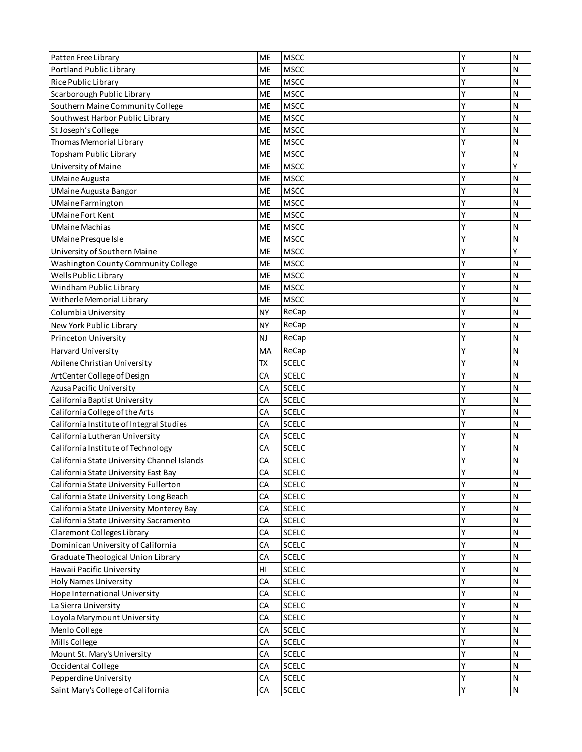| | | | | |
|---|---|---|---|---|
| Patten Free Library | ME | MSCC | Y | N |
| Portland Public Library | ME | MSCC | Y | N |
| Rice Public Library | ME | MSCC | Y | N |
| Scarborough Public Library | ME | MSCC | Y | N |
| Southern Maine Community College | ME | MSCC | Y | N |
| Southwest Harbor Public Library | ME | MSCC | Y | N |
| St Joseph's College | ME | MSCC | Y | N |
| Thomas Memorial Library | ME | MSCC | Y | N |
| Topsham Public Library | ME | MSCC | Y | N |
| University of Maine | ME | MSCC | Y | Y |
| UMaine Augusta | ME | MSCC | Y | N |
| UMaine Augusta Bangor | ME | MSCC | Y | N |
| UMaine Farmington | ME | MSCC | Y | N |
| UMaine Fort Kent | ME | MSCC | Y | N |
| UMaine Machias | ME | MSCC | Y | N |
| UMaine Presque Isle | ME | MSCC | Y | N |
| University of Southern Maine | ME | MSCC | Y | Y |
| Washington County Community College | ME | MSCC | Y | N |
| Wells Public Library | ME | MSCC | Y | N |
| Windham Public Library | ME | MSCC | Y | N |
| Witherle Memorial Library | ME | MSCC | Y | N |
| Columbia University | NY | ReCap | Y | N |
| New York Public Library | NY | ReCap | Y | N |
| Princeton University | NJ | ReCap | Y | N |
| Harvard University | MA | ReCap | Y | N |
| Abilene Christian University | TX | SCELC | Y | N |
| ArtCenter College of Design | CA | SCELC | Y | N |
| Azusa Pacific University | CA | SCELC | Y | N |
| California Baptist University | CA | SCELC | Y | N |
| California College of the Arts | CA | SCELC | Y | N |
| California Institute of Integral Studies | CA | SCELC | Y | N |
| California Lutheran University | CA | SCELC | Y | N |
| California Institute of Technology | CA | SCELC | Y | N |
| California State University Channel Islands | CA | SCELC | Y | N |
| California State University East Bay | CA | SCELC | Y | N |
| California State University Fullerton | CA | SCELC | Y | N |
| California State University Long Beach | CA | SCELC | Y | N |
| California State University Monterey Bay | CA | SCELC | Y | N |
| California State University Sacramento | CA | SCELC | Y | N |
| Claremont Colleges Library | CA | SCELC | Y | N |
| Dominican University of California | CA | SCELC | Y | N |
| Graduate Theological Union Library | CA | SCELC | Y | N |
| Hawaii Pacific University | HI | SCELC | Y | N |
| Holy Names University | CA | SCELC | Y | N |
| Hope International University | CA | SCELC | Y | N |
| La Sierra University | CA | SCELC | Y | N |
| Loyola Marymount University | CA | SCELC | Y | N |
| Menlo College | CA | SCELC | Y | N |
| Mills College | CA | SCELC | Y | N |
| Mount St. Mary's University | CA | SCELC | Y | N |
| Occidental College | CA | SCELC | Y | N |
| Pepperdine University | CA | SCELC | Y | N |
| Saint Mary's College of California | CA | SCELC | Y | N |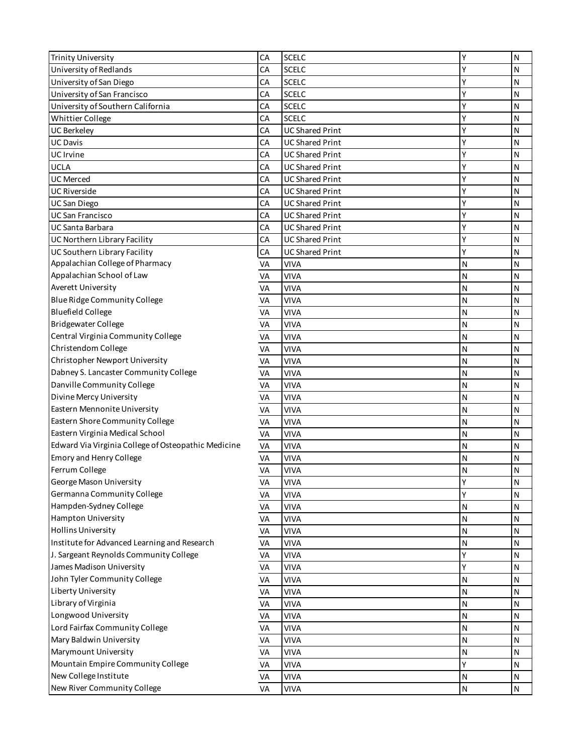| | | | | |
|---|---|---|---|---|
| Trinity University | CA | SCELC | Y | N |
| University of Redlands | CA | SCELC | Y | N |
| University of San Diego | CA | SCELC | Y | N |
| University of San Francisco | CA | SCELC | Y | N |
| University of Southern California | CA | SCELC | Y | N |
| Whittier College | CA | SCELC | Y | N |
| UC Berkeley | CA | UC Shared Print | Y | N |
| UC Davis | CA | UC Shared Print | Y | N |
| UC Irvine | CA | UC Shared Print | Y | N |
| UCLA | CA | UC Shared Print | Y | N |
| UC Merced | CA | UC Shared Print | Y | N |
| UC Riverside | CA | UC Shared Print | Y | N |
| UC San Diego | CA | UC Shared Print | Y | N |
| UC San Francisco | CA | UC Shared Print | Y | N |
| UC Santa Barbara | CA | UC Shared Print | Y | N |
| UC Northern Library Facility | CA | UC Shared Print | Y | N |
| UC Southern Library Facility | CA | UC Shared Print | Y | N |
| Appalachian College of Pharmacy | VA | VIVA | N | N |
| Appalachian School of Law | VA | VIVA | N | N |
| Averett University | VA | VIVA | N | N |
| Blue Ridge Community College | VA | VIVA | N | N |
| Bluefield College | VA | VIVA | N | N |
| Bridgewater College | VA | VIVA | N | N |
| Central Virginia Community College | VA | VIVA | N | N |
| Christendom College | VA | VIVA | N | N |
| Christopher Newport University | VA | VIVA | N | N |
| Dabney S. Lancaster Community College | VA | VIVA | N | N |
| Danville Community College | VA | VIVA | N | N |
| Divine Mercy University | VA | VIVA | N | N |
| Eastern Mennonite University | VA | VIVA | N | N |
| Eastern Shore Community College | VA | VIVA | N | N |
| Eastern Virginia Medical School | VA | VIVA | N | N |
| Edward Via Virginia College of Osteopathic Medicine | VA | VIVA | N | N |
| Emory and Henry College | VA | VIVA | N | N |
| Ferrum College | VA | VIVA | N | N |
| George Mason University | VA | VIVA | Y | N |
| Germanna Community College | VA | VIVA | Y | N |
| Hampden-Sydney College | VA | VIVA | N | N |
| Hampton University | VA | VIVA | N | N |
| Hollins University | VA | VIVA | N | N |
| Institute for Advanced Learning and Research | VA | VIVA | N | N |
| J. Sargeant Reynolds Community College | VA | VIVA | Y | N |
| James Madison University | VA | VIVA | Y | N |
| John Tyler Community College | VA | VIVA | N | N |
| Liberty University | VA | VIVA | N | N |
| Library of Virginia | VA | VIVA | N | N |
| Longwood University | VA | VIVA | N | N |
| Lord Fairfax Community College | VA | VIVA | N | N |
| Mary Baldwin University | VA | VIVA | N | N |
| Marymount University | VA | VIVA | N | N |
| Mountain Empire Community College | VA | VIVA | Y | N |
| New College Institute | VA | VIVA | N | N |
| New River Community College | VA | VIVA | N | N |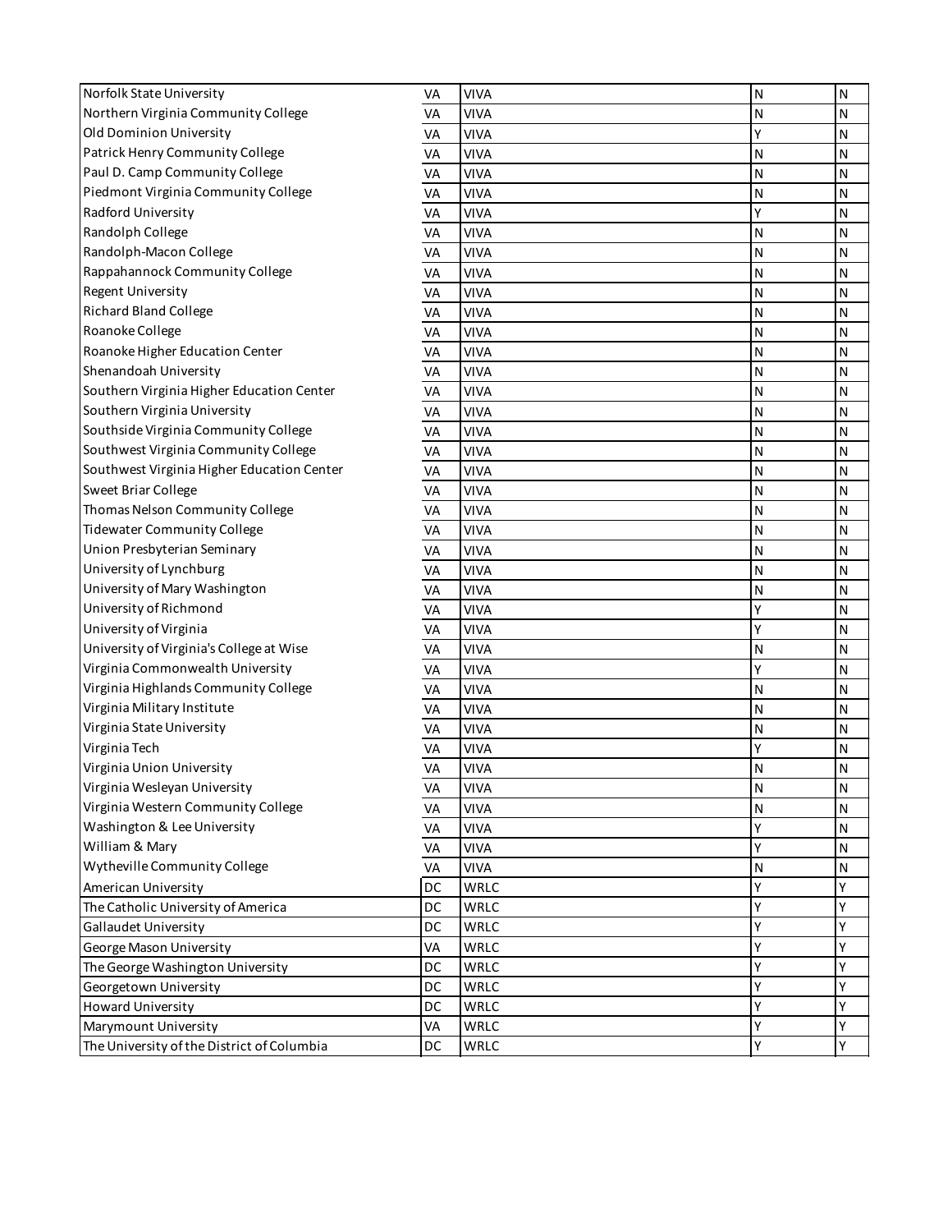| | | | | |
|---|---|---|---|---|
| Norfolk State University | VA | VIVA | N | N |
| Northern Virginia Community College | VA | VIVA | N | N |
| Old Dominion University | VA | VIVA | Y | N |
| Patrick Henry Community College | VA | VIVA | N | N |
| Paul D. Camp Community College | VA | VIVA | N | N |
| Piedmont Virginia Community College | VA | VIVA | N | N |
| Radford University | VA | VIVA | Y | N |
| Randolph College | VA | VIVA | N | N |
| Randolph-Macon College | VA | VIVA | N | N |
| Rappahannock Community College | VA | VIVA | N | N |
| Regent University | VA | VIVA | N | N |
| Richard Bland College | VA | VIVA | N | N |
| Roanoke College | VA | VIVA | N | N |
| Roanoke Higher Education Center | VA | VIVA | N | N |
| Shenandoah University | VA | VIVA | N | N |
| Southern Virginia Higher Education Center | VA | VIVA | N | N |
| Southern Virginia University | VA | VIVA | N | N |
| Southside Virginia Community College | VA | VIVA | N | N |
| Southwest Virginia Community College | VA | VIVA | N | N |
| Southwest Virginia Higher Education Center | VA | VIVA | N | N |
| Sweet Briar College | VA | VIVA | N | N |
| Thomas Nelson Community College | VA | VIVA | N | N |
| Tidewater Community College | VA | VIVA | N | N |
| Union Presbyterian Seminary | VA | VIVA | N | N |
| University of Lynchburg | VA | VIVA | N | N |
| University of Mary Washington | VA | VIVA | N | N |
| University of Richmond | VA | VIVA | Y | N |
| University of Virginia | VA | VIVA | Y | N |
| University of Virginia's College at Wise | VA | VIVA | N | N |
| Virginia Commonwealth University | VA | VIVA | Y | N |
| Virginia Highlands Community College | VA | VIVA | N | N |
| Virginia Military Institute | VA | VIVA | N | N |
| Virginia State University | VA | VIVA | N | N |
| Virginia Tech | VA | VIVA | Y | N |
| Virginia Union University | VA | VIVA | N | N |
| Virginia Wesleyan University | VA | VIVA | N | N |
| Virginia Western Community College | VA | VIVA | N | N |
| Washington & Lee University | VA | VIVA | Y | N |
| William & Mary | VA | VIVA | Y | N |
| Wytheville Community College | VA | VIVA | N | N |
| American University | DC | WRLC | Y | Y |
| The Catholic University of America | DC | WRLC | Y | Y |
| Gallaudet University | DC | WRLC | Y | Y |
| George Mason University | VA | WRLC | Y | Y |
| The George Washington University | DC | WRLC | Y | Y |
| Georgetown University | DC | WRLC | Y | Y |
| Howard University | DC | WRLC | Y | Y |
| Marymount University | VA | WRLC | Y | Y |
| The University of the District of Columbia | DC | WRLC | Y | Y |